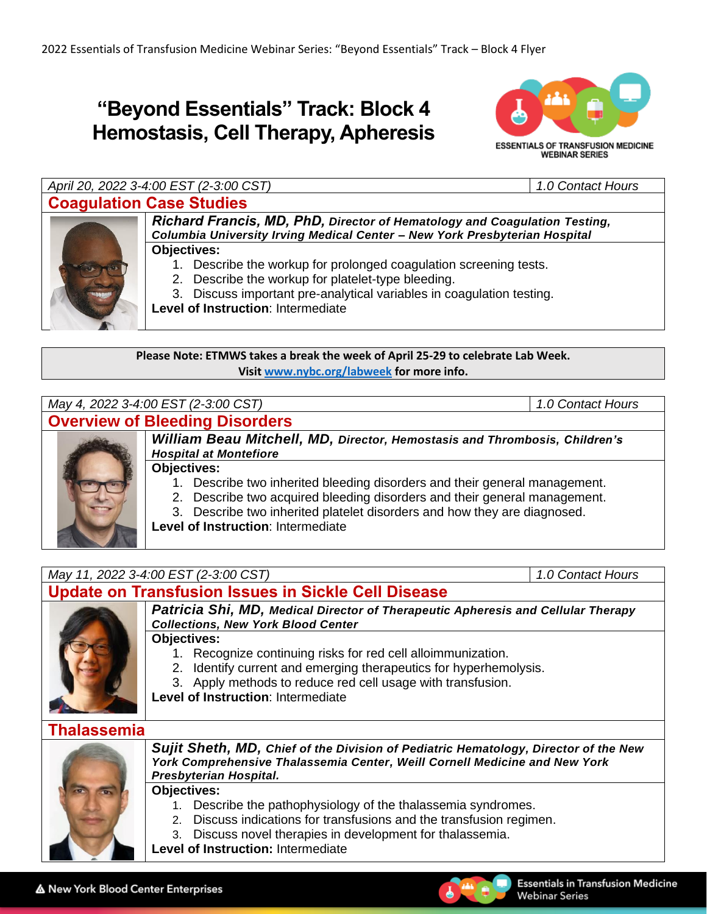2022 Essentials of Transfusion Medicine Webinar Series: "Beyond Essentials" Track – Block 4 Flyer

# "Beyond Essentials" Track: Block 4
# Hemostasis, Cell Therapy, Apheresis

ESSENTIALS OF TRANSFUSION MEDICINE WEBINAR SERIES

---

*April 20, 2022 3-4:00 EST (2-3:00 CST)* | *1.0 Contact Hours*

## Coagulation Case Studies

***Richard Francis, MD, PhD,*** ***Director of Hematology and Coagulation Testing, Columbia University Irving Medical Center – New York Presbyterian Hospital***

**Objectives:**

1. Describe the workup for prolonged coagulation screening tests.
2. Describe the workup for platelet-type bleeding.
3. Discuss important pre-analytical variables in coagulation testing.

**Level of Instruction**: Intermediate

---

**Please Note: ETMWS takes a break the week of April 25-29 to celebrate Lab Week.**
**Visit www.nybc.org/labweek for more info.**

---

*May 4, 2022 3-4:00 EST (2-3:00 CST)* | *1.0 Contact Hours*

## Overview of Bleeding Disorders

***William Beau Mitchell, MD,*** ***Director, Hemostasis and Thrombosis, Children's Hospital at Montefiore***

**Objectives:**

1. Describe two inherited bleeding disorders and their general management.
2. Describe two acquired bleeding disorders and their general management.
3. Describe two inherited platelet disorders and how they are diagnosed.

**Level of Instruction**: Intermediate

---

*May 11, 2022 3-4:00 EST (2-3:00 CST)* | *1.0 Contact Hours*

## Update on Transfusion Issues in Sickle Cell Disease

***Patricia Shi, MD,*** ***Medical Director of Therapeutic Apheresis and Cellular Therapy Collections, New York Blood Center***

**Objectives:**

1. Recognize continuing risks for red cell alloimmunization.
2. Identify current and emerging therapeutics for hyperhemolysis.
3. Apply methods to reduce red cell usage with transfusion.

**Level of Instruction**: Intermediate

## Thalassemia

***Sujit Sheth, MD,*** ***Chief of the Division of Pediatric Hematology, Director of the New York Comprehensive Thalassemia Center, Weill Cornell Medicine and New York Presbyterian Hospital.***

**Objectives:**

1. Describe the pathophysiology of the thalassemia syndromes.
2. Discuss indications for transfusions and the transfusion regimen.
3. Discuss novel therapies in development for thalassemia.

**Level of Instruction:** Intermediate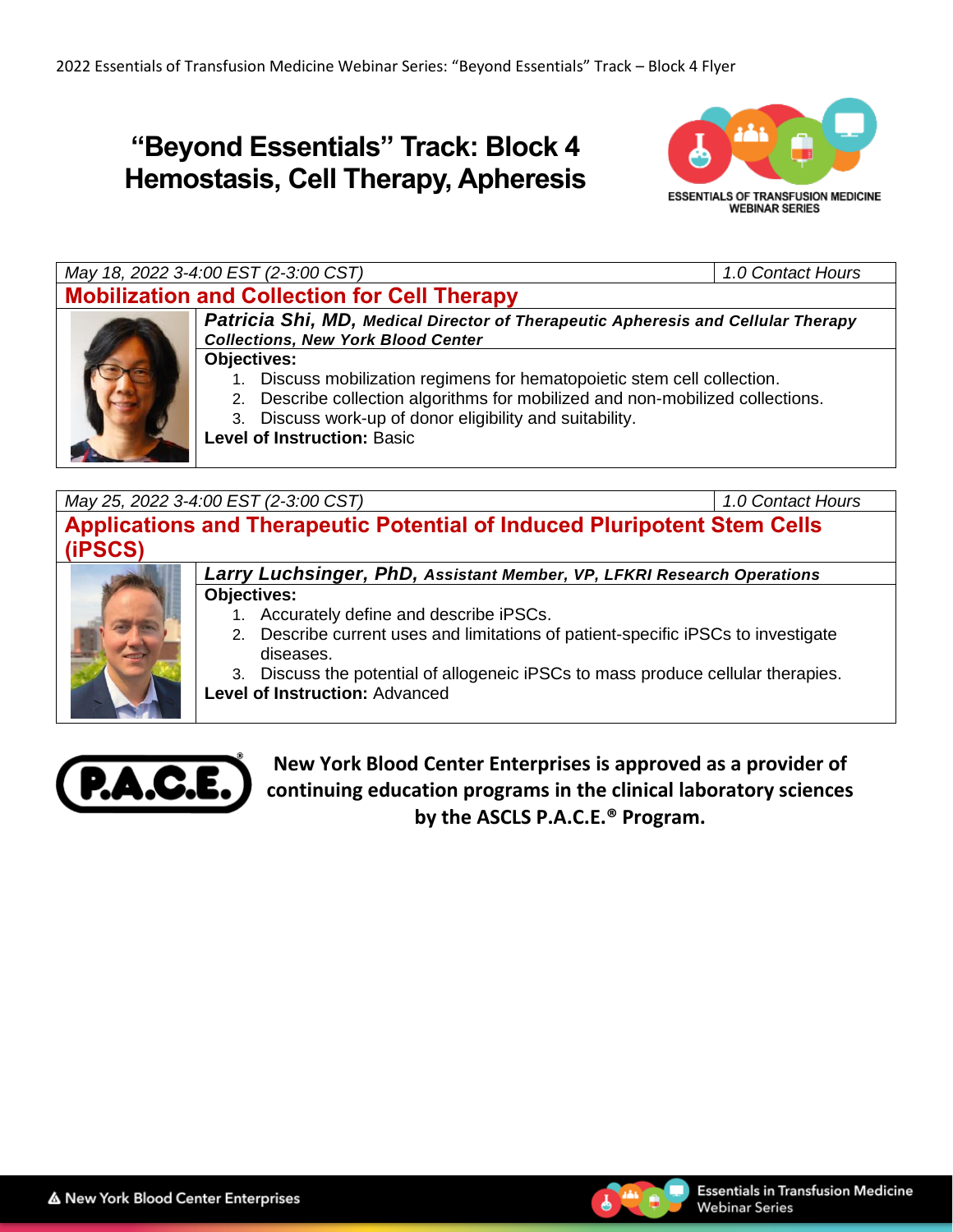# "Beyond Essentials" Track: Block 4
# Hemostasis, Cell Therapy, Apheresis

ESSENTIALS OF TRANSFUSION MEDICINE WEBINAR SERIES

*May 18, 2022 3-4:00 EST (2-3:00 CST)* | *1.0 Contact Hours*

## Mobilization and Collection for Cell Therapy

***Patricia Shi, MD, Medical Director of Therapeutic Apheresis and Cellular Therapy Collections, New York Blood Center***

**Objectives:**

1. Discuss mobilization regimens for hematopoietic stem cell collection.
2. Describe collection algorithms for mobilized and non-mobilized collections.
3. Discuss work-up of donor eligibility and suitability.

**Level of Instruction:** Basic

*May 25, 2022 3-4:00 EST (2-3:00 CST)* | *1.0 Contact Hours*

## Applications and Therapeutic Potential of Induced Pluripotent Stem Cells (iPSCS)

***Larry Luchsinger, PhD, Assistant Member, VP, LFKRI Research Operations***

**Objectives:**

1. Accurately define and describe iPSCs.
2. Describe current uses and limitations of patient-specific iPSCs to investigate diseases.
3. Discuss the potential of allogeneic iPSCs to mass produce cellular therapies.

**Level of Instruction:** Advanced

**New York Blood Center Enterprises is approved as a provider of continuing education programs in the clinical laboratory sciences by the ASCLS P.A.C.E.® Program.**